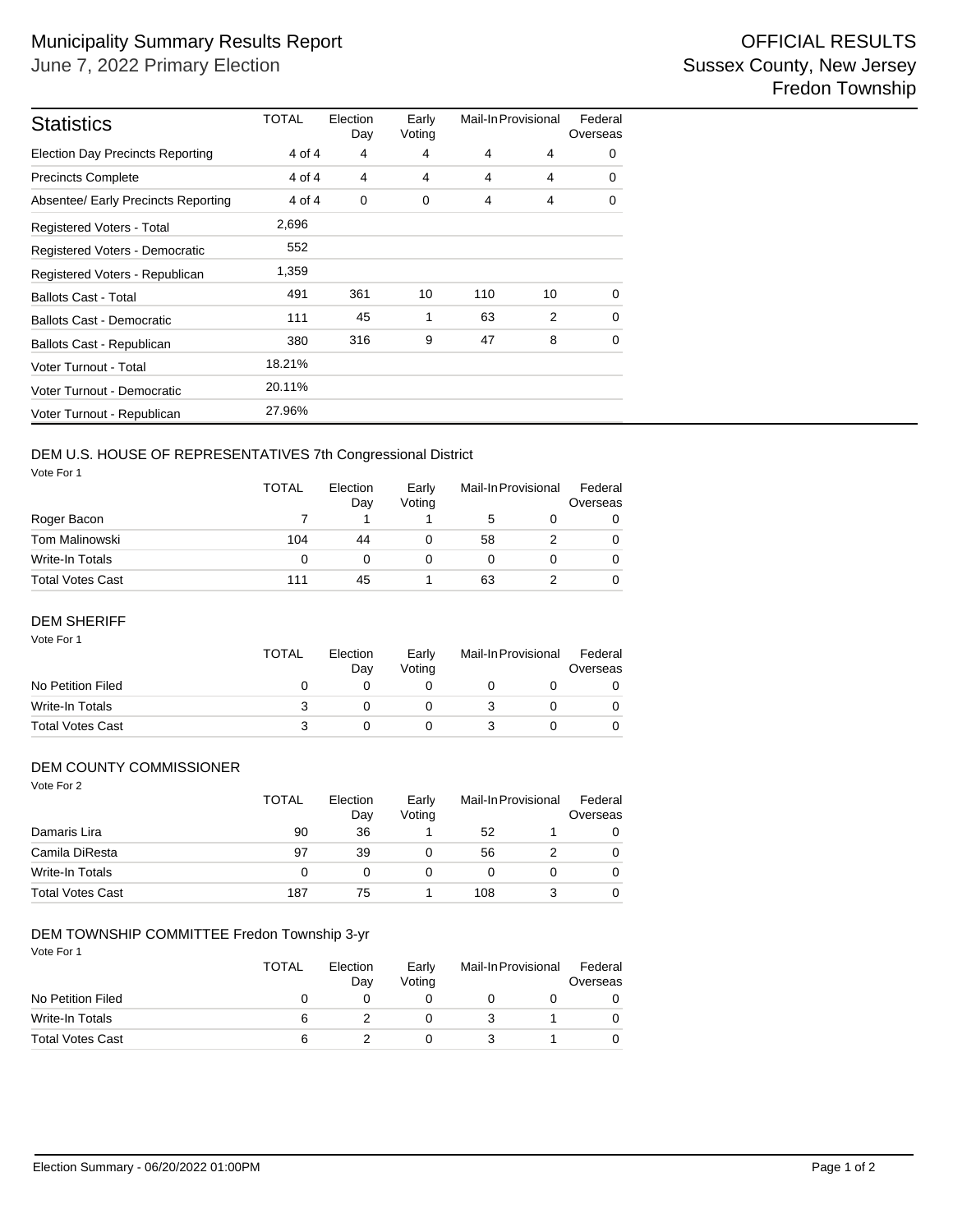# Municipality Summary Results Report

June 7, 2022 Primary Election

OFFICIAL RESULTS
Sussex County, New Jersey
Fredon Township

| Statistics | TOTAL | Election Day | Early Voting | Mail-In | Provisional | Federal Overseas |
|---|---|---|---|---|---|---|
| Election Day Precincts Reporting | 4 of 4 | 4 | 4 | 4 | 4 | 0 |
| Precincts Complete | 4 of 4 | 4 | 4 | 4 | 4 | 0 |
| Absentee/ Early Precincts Reporting | 4 of 4 | 0 | 0 | 4 | 4 | 0 |
| Registered Voters - Total | 2,696 | | | | | |
| Registered Voters - Democratic | 552 | | | | | |
| Registered Voters - Republican | 1,359 | | | | | |
| Ballots Cast - Total | 491 | 361 | 10 | 110 | 10 | 0 |
| Ballots Cast - Democratic | 111 | 45 | 1 | 63 | 2 | 0 |
| Ballots Cast - Republican | 380 | 316 | 9 | 47 | 8 | 0 |
| Voter Turnout - Total | 18.21% | | | | | |
| Voter Turnout - Democratic | 20.11% | | | | | |
| Voter Turnout - Republican | 27.96% | | | | | |

## DEM U.S. HOUSE OF REPRESENTATIVES 7th Congressional District

Vote For 1

| | TOTAL | Election Day | Early Voting | Mail-In | Provisional | Federal Overseas |
|---|---|---|---|---|---|---|
| Roger Bacon | 7 | 1 | 1 | 5 | 0 | 0 |
| Tom Malinowski | 104 | 44 | 0 | 58 | 2 | 0 |
| Write-In Totals | 0 | 0 | 0 | 0 | 0 | 0 |
| Total Votes Cast | 111 | 45 | 1 | 63 | 2 | 0 |

## DEM SHERIFF

Vote For 1

| | TOTAL | Election Day | Early Voting | Mail-In | Provisional | Federal Overseas |
|---|---|---|---|---|---|---|
| No Petition Filed | 0 | 0 | 0 | 0 | 0 | 0 |
| Write-In Totals | 3 | 0 | 0 | 3 | 0 | 0 |
| Total Votes Cast | 3 | 0 | 0 | 3 | 0 | 0 |

## DEM COUNTY COMMISSIONER

Vote For 2

| | TOTAL | Election Day | Early Voting | Mail-In | Provisional | Federal Overseas |
|---|---|---|---|---|---|---|
| Damaris Lira | 90 | 36 | 1 | 52 | 1 | 0 |
| Camila DiResta | 97 | 39 | 0 | 56 | 2 | 0 |
| Write-In Totals | 0 | 0 | 0 | 0 | 0 | 0 |
| Total Votes Cast | 187 | 75 | 1 | 108 | 3 | 0 |

## DEM TOWNSHIP COMMITTEE Fredon Township 3-yr

Vote For 1

| | TOTAL | Election Day | Early Voting | Mail-In | Provisional | Federal Overseas |
|---|---|---|---|---|---|---|
| No Petition Filed | 0 | 0 | 0 | 0 | 0 | 0 |
| Write-In Totals | 6 | 2 | 0 | 3 | 1 | 0 |
| Total Votes Cast | 6 | 2 | 0 | 3 | 1 | 0 |

Election Summary - 06/20/2022 01:00PM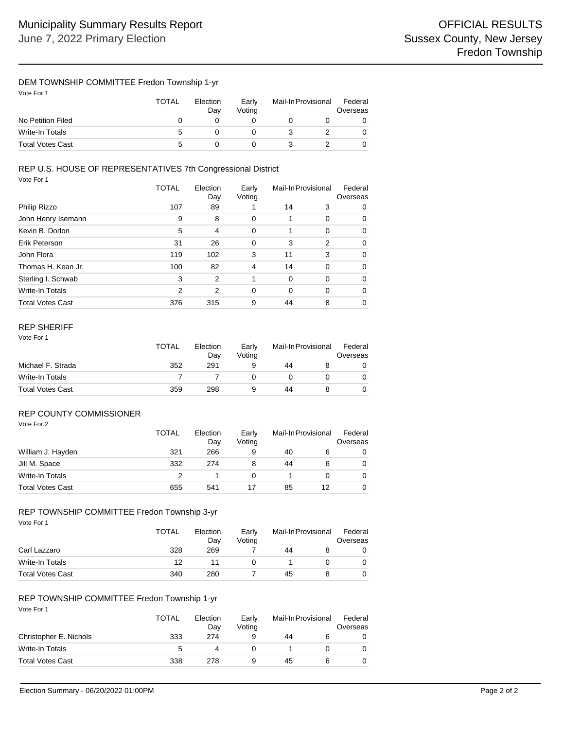# Municipality Summary Results Report

June 7, 2022 Primary Election

OFFICIAL RESULTS
Sussex County, New Jersey
Fredon Township

## DEM TOWNSHIP COMMITTEE Fredon Township 1-yr

Vote For 1

| | TOTAL | Election Day | Early Voting | Mail-In | Provisional | Federal Overseas |
|---|---|---|---|---|---|---|
| No Petition Filed | 0 | 0 | 0 | 0 | 0 | 0 |
| Write-In Totals | 5 | 0 | 0 | 3 | 2 | 0 |
| Total Votes Cast | 5 | 0 | 0 | 3 | 2 | 0 |

## REP U.S. HOUSE OF REPRESENTATIVES 7th Congressional District

Vote For 1

| | TOTAL | Election Day | Early Voting | Mail-In | Provisional | Federal Overseas |
|---|---|---|---|---|---|---|
| Philip Rizzo | 107 | 89 | 1 | 14 | 3 | 0 |
| John Henry Isemann | 9 | 8 | 0 | 1 | 0 | 0 |
| Kevin B. Dorlon | 5 | 4 | 0 | 1 | 0 | 0 |
| Erik Peterson | 31 | 26 | 0 | 3 | 2 | 0 |
| John Flora | 119 | 102 | 3 | 11 | 3 | 0 |
| Thomas H. Kean Jr. | 100 | 82 | 4 | 14 | 0 | 0 |
| Sterling I. Schwab | 3 | 2 | 1 | 0 | 0 | 0 |
| Write-In Totals | 2 | 2 | 0 | 0 | 0 | 0 |
| Total Votes Cast | 376 | 315 | 9 | 44 | 8 | 0 |

## REP SHERIFF

Vote For 1

| | TOTAL | Election Day | Early Voting | Mail-In | Provisional | Federal Overseas |
|---|---|---|---|---|---|---|
| Michael F. Strada | 352 | 291 | 9 | 44 | 8 | 0 |
| Write-In Totals | 7 | 7 | 0 | 0 | 0 | 0 |
| Total Votes Cast | 359 | 298 | 9 | 44 | 8 | 0 |

## REP COUNTY COMMISSIONER

Vote For 2

| | TOTAL | Election Day | Early Voting | Mail-In | Provisional | Federal Overseas |
|---|---|---|---|---|---|---|
| William J. Hayden | 321 | 266 | 9 | 40 | 6 | 0 |
| Jill M. Space | 332 | 274 | 8 | 44 | 6 | 0 |
| Write-In Totals | 2 | 1 | 0 | 1 | 0 | 0 |
| Total Votes Cast | 655 | 541 | 17 | 85 | 12 | 0 |

## REP TOWNSHIP COMMITTEE Fredon Township 3-yr

Vote For 1

| | TOTAL | Election Day | Early Voting | Mail-In | Provisional | Federal Overseas |
|---|---|---|---|---|---|---|
| Carl Lazzaro | 328 | 269 | 7 | 44 | 8 | 0 |
| Write-In Totals | 12 | 11 | 0 | 1 | 0 | 0 |
| Total Votes Cast | 340 | 280 | 7 | 45 | 8 | 0 |

## REP TOWNSHIP COMMITTEE Fredon Township 1-yr

Vote For 1

| | TOTAL | Election Day | Early Voting | Mail-In | Provisional | Federal Overseas |
|---|---|---|---|---|---|---|
| Christopher E. Nichols | 333 | 274 | 9 | 44 | 6 | 0 |
| Write-In Totals | 5 | 4 | 0 | 1 | 0 | 0 |
| Total Votes Cast | 338 | 278 | 9 | 45 | 6 | 0 |

Election Summary - 06/20/2022 01:00PM